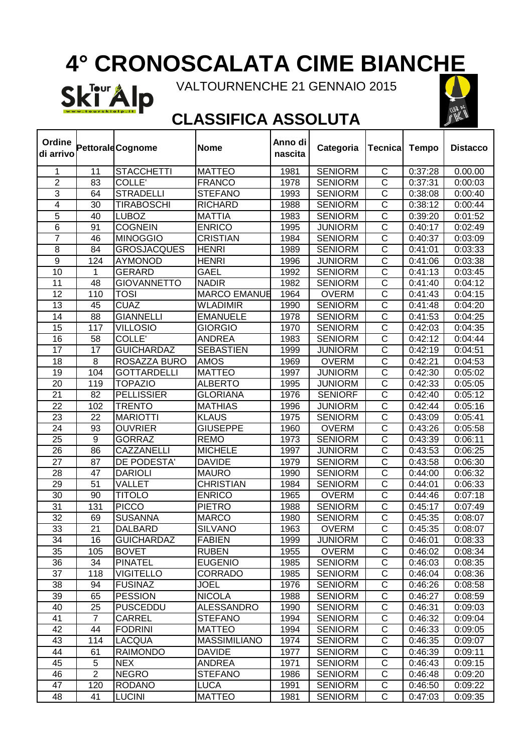# 4° CRONOSCALATA CIME BIANCHE

VALTOURNENCHE 21 GENNAIO 2015

## CLASSIFICA ASSOLUTA

| Ordine di arrivo | Pettorale | Cognome | Nome | Anno di nascita | Categoria | Tecnica | Tempo | Distacco |
|---|---|---|---|---|---|---|---|---|
| 1 | 11 | STACCHETTI | MATTEO | 1981 | SENIORM | C | 0:37:28 | 0.00.00 |
| 2 | 83 | COLLE' | FRANCO | 1978 | SENIORM | C | 0:37:31 | 0:00:03 |
| 3 | 64 | STRADELLI | STEFANO | 1993 | SENIORM | C | 0:38:08 | 0:00:40 |
| 4 | 30 | TIRABOSCHI | RICHARD | 1988 | SENIORM | C | 0:38:12 | 0:00:44 |
| 5 | 40 | LUBOZ | MATTIA | 1983 | SENIORM | C | 0:39:20 | 0:01:52 |
| 6 | 91 | COGNEIN | ENRICO | 1995 | JUNIORM | C | 0:40:17 | 0:02:49 |
| 7 | 46 | MINOGGIO | CRISTIAN | 1984 | SENIORM | C | 0:40:37 | 0:03:09 |
| 8 | 84 | GROSJACQUES | HENRI | 1989 | SENIORM | C | 0:41:01 | 0:03:33 |
| 9 | 124 | AYMONOD | HENRI | 1996 | JUNIORM | C | 0:41:06 | 0:03:38 |
| 10 | 1 | GERARD | GAEL | 1992 | SENIORM | C | 0:41:13 | 0:03:45 |
| 11 | 48 | GIOVANNETTO | NADIR | 1982 | SENIORM | C | 0:41:40 | 0:04:12 |
| 12 | 110 | TOSI | MARCO EMANUE | 1964 | OVERM | C | 0:41:43 | 0:04:15 |
| 13 | 45 | CUAZ | WLADIMIR | 1990 | SENIORM | C | 0:41:48 | 0:04:20 |
| 14 | 88 | GIANNELLI | EMANUELE | 1978 | SENIORM | C | 0:41:53 | 0:04:25 |
| 15 | 117 | VILLOSIO | GIORGIO | 1970 | SENIORM | C | 0:42:03 | 0:04:35 |
| 16 | 58 | COLLE' | ANDREA | 1983 | SENIORM | C | 0:42:12 | 0:04:44 |
| 17 | 17 | GUICHARDAZ | SEBASTIEN | 1999 | JUNIORM | C | 0:42:19 | 0:04:51 |
| 18 | 8 | ROSAZZA BURO | AMOS | 1969 | OVERM | C | 0:42:21 | 0:04:53 |
| 19 | 104 | GOTTARDELLI | MATTEO | 1997 | JUNIORM | C | 0:42:30 | 0:05:02 |
| 20 | 119 | TOPAZIO | ALBERTO | 1995 | JUNIORM | C | 0:42:33 | 0:05:05 |
| 21 | 82 | PELLISSIER | GLORIANA | 1976 | SENIORF | C | 0:42:40 | 0:05:12 |
| 22 | 102 | TRENTO | MATHIAS | 1996 | JUNIORM | C | 0:42:44 | 0:05:16 |
| 23 | 22 | MARIOTTI | KLAUS | 1975 | SENIORM | C | 0:43:09 | 0:05:41 |
| 24 | 93 | OUVRIER | GIUSEPPE | 1960 | OVERM | C | 0:43:26 | 0:05:58 |
| 25 | 9 | GORRAZ | REMO | 1973 | SENIORM | C | 0:43:39 | 0:06:11 |
| 26 | 86 | CAZZANELLI | MICHELE | 1997 | JUNIORM | C | 0:43:53 | 0:06:25 |
| 27 | 87 | DE PODESTA' | DAVIDE | 1979 | SENIORM | C | 0:43:58 | 0:06:30 |
| 28 | 47 | DARIOLI | MAURO | 1990 | SENIORM | C | 0:44:00 | 0:06:32 |
| 29 | 51 | VALLET | CHRISTIAN | 1984 | SENIORM | C | 0:44:01 | 0:06:33 |
| 30 | 90 | TITOLO | ENRICO | 1965 | OVERM | C | 0:44:46 | 0:07:18 |
| 31 | 131 | PICCO | PIETRO | 1988 | SENIORM | C | 0:45:17 | 0:07:49 |
| 32 | 69 | SUSANNA | MARCO | 1980 | SENIORM | C | 0:45:35 | 0:08:07 |
| 33 | 21 | DALBARD | SILVANO | 1963 | OVERM | C | 0:45:35 | 0:08:07 |
| 34 | 16 | GUICHARDAZ | FABIEN | 1999 | JUNIORM | C | 0:46:01 | 0:08:33 |
| 35 | 105 | BOVET | RUBEN | 1955 | OVERM | C | 0:46:02 | 0:08:34 |
| 36 | 34 | PINATEL | EUGENIO | 1985 | SENIORM | C | 0:46:03 | 0:08:35 |
| 37 | 118 | VIGITELLO | CORRADO | 1985 | SENIORM | C | 0:46:04 | 0:08:36 |
| 38 | 94 | FUSINAZ | JOEL | 1976 | SENIORM | C | 0:46:26 | 0:08:58 |
| 39 | 65 | PESSION | NICOLA | 1988 | SENIORM | C | 0:46:27 | 0:08:59 |
| 40 | 25 | PUSCEDDU | ALESSANDRO | 1990 | SENIORM | C | 0:46:31 | 0:09:03 |
| 41 | 7 | CARREL | STEFANO | 1994 | SENIORM | C | 0:46:32 | 0:09:04 |
| 42 | 44 | FODRINI | MATTEO | 1994 | SENIORM | C | 0:46:33 | 0:09:05 |
| 43 | 114 | LACQUA | MASSIMILIANO | 1974 | SENIORM | C | 0:46:35 | 0:09:07 |
| 44 | 61 | RAIMONDO | DAVIDE | 1977 | SENIORM | C | 0:46:39 | 0:09:11 |
| 45 | 5 | NEX | ANDREA | 1971 | SENIORM | C | 0:46:43 | 0:09:15 |
| 46 | 2 | NEGRO | STEFANO | 1986 | SENIORM | C | 0:46:48 | 0:09:20 |
| 47 | 120 | RODANO | LUCA | 1991 | SENIORM | C | 0:46:50 | 0:09:22 |
| 48 | 41 | LUCINI | MATTEO | 1981 | SENIORM | C | 0:47:03 | 0:09:35 |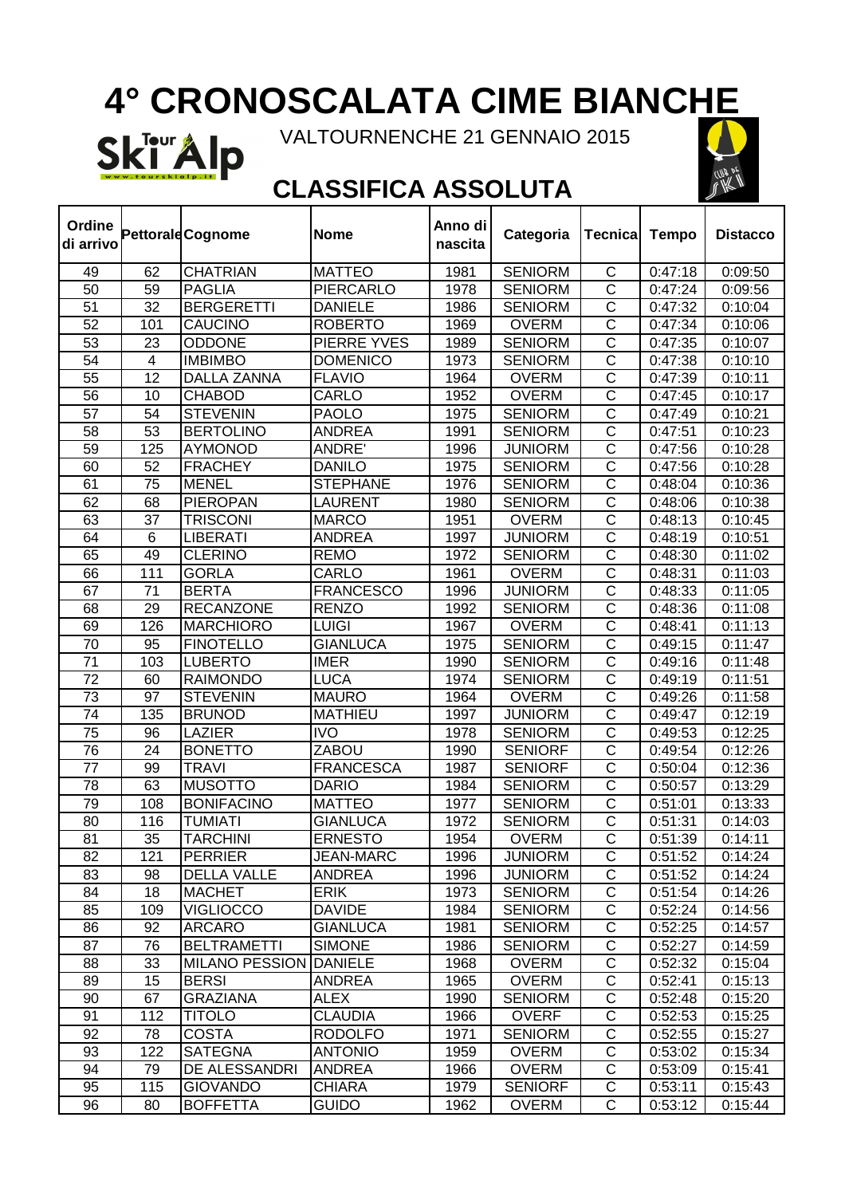# 4° CRONOSCALATA CIME BIANCHE

VALTOURNENCHE 21 GENNAIO 2015

## CLASSIFICA ASSOLUTA

| Ordine di arrivo | Pettorale | Cognome | Nome | Anno di nascita | Categoria | Tecnica | Tempo | Distacco |
|---|---|---|---|---|---|---|---|---|
| 49 | 62 | CHATRIAN | MATTEO | 1981 | SENIORM | C | 0:47:18 | 0:09:50 |
| 50 | 59 | PAGLIA | PIERCARLO | 1978 | SENIORM | C | 0:47:24 | 0:09:56 |
| 51 | 32 | BERGERETTI | DANIELE | 1986 | SENIORM | C | 0:47:32 | 0:10:04 |
| 52 | 101 | CAUCINO | ROBERTO | 1969 | OVERM | C | 0:47:34 | 0:10:06 |
| 53 | 23 | ODDONE | PIERRE YVES | 1989 | SENIORM | C | 0:47:35 | 0:10:07 |
| 54 | 4 | IMBIMBO | DOMENICO | 1973 | SENIORM | C | 0:47:38 | 0:10:10 |
| 55 | 12 | DALLA ZANNA | FLAVIO | 1964 | OVERM | C | 0:47:39 | 0:10:11 |
| 56 | 10 | CHABOD | CARLO | 1952 | OVERM | C | 0:47:45 | 0:10:17 |
| 57 | 54 | STEVENIN | PAOLO | 1975 | SENIORM | C | 0:47:49 | 0:10:21 |
| 58 | 53 | BERTOLINO | ANDREA | 1991 | SENIORM | C | 0:47:51 | 0:10:23 |
| 59 | 125 | AYMONOD | ANDRE' | 1996 | JUNIORM | C | 0:47:56 | 0:10:28 |
| 60 | 52 | FRACHEY | DANILO | 1975 | SENIORM | C | 0:47:56 | 0:10:28 |
| 61 | 75 | MENEL | STEPHANE | 1976 | SENIORM | C | 0:48:04 | 0:10:36 |
| 62 | 68 | PIEROPAN | LAURENT | 1980 | SENIORM | C | 0:48:06 | 0:10:38 |
| 63 | 37 | TRISCONI | MARCO | 1951 | OVERM | C | 0:48:13 | 0:10:45 |
| 64 | 6 | LIBERATI | ANDREA | 1997 | JUNIORM | C | 0:48:19 | 0:10:51 |
| 65 | 49 | CLERINO | REMO | 1972 | SENIORM | C | 0:48:30 | 0:11:02 |
| 66 | 111 | GORLA | CARLO | 1961 | OVERM | C | 0:48:31 | 0:11:03 |
| 67 | 71 | BERTA | FRANCESCO | 1996 | JUNIORM | C | 0:48:33 | 0:11:05 |
| 68 | 29 | RECANZONE | RENZO | 1992 | SENIORM | C | 0:48:36 | 0:11:08 |
| 69 | 126 | MARCHIORO | LUIGI | 1967 | OVERM | C | 0:48:41 | 0:11:13 |
| 70 | 95 | FINOTELLO | GIANLUCA | 1975 | SENIORM | C | 0:49:15 | 0:11:47 |
| 71 | 103 | LUBERTO | IMER | 1990 | SENIORM | C | 0:49:16 | 0:11:48 |
| 72 | 60 | RAIMONDO | LUCA | 1974 | SENIORM | C | 0:49:19 | 0:11:51 |
| 73 | 97 | STEVENIN | MAURO | 1964 | OVERM | C | 0:49:26 | 0:11:58 |
| 74 | 135 | BRUNOD | MATHIEU | 1997 | JUNIORM | C | 0:49:47 | 0:12:19 |
| 75 | 96 | LAZIER | IVO | 1978 | SENIORM | C | 0:49:53 | 0:12:25 |
| 76 | 24 | BONETTO | ZABOU | 1990 | SENIORF | C | 0:49:54 | 0:12:26 |
| 77 | 99 | TRAVI | FRANCESCA | 1987 | SENIORF | C | 0:50:04 | 0:12:36 |
| 78 | 63 | MUSOTTO | DARIO | 1984 | SENIORM | C | 0:50:57 | 0:13:29 |
| 79 | 108 | BONIFACINO | MATTEO | 1977 | SENIORM | C | 0:51:01 | 0:13:33 |
| 80 | 116 | TUMIATI | GIANLUCA | 1972 | SENIORM | C | 0:51:31 | 0:14:03 |
| 81 | 35 | TARCHINI | ERNESTO | 1954 | OVERM | C | 0:51:39 | 0:14:11 |
| 82 | 121 | PERRIER | JEAN-MARC | 1996 | JUNIORM | C | 0:51:52 | 0:14:24 |
| 83 | 98 | DELLA VALLE | ANDREA | 1996 | JUNIORM | C | 0:51:52 | 0:14:24 |
| 84 | 18 | MACHET | ERIK | 1973 | SENIORM | C | 0:51:54 | 0:14:26 |
| 85 | 109 | VIGLIOCCO | DAVIDE | 1984 | SENIORM | C | 0:52:24 | 0:14:56 |
| 86 | 92 | ARCARO | GIANLUCA | 1981 | SENIORM | C | 0:52:25 | 0:14:57 |
| 87 | 76 | BELTRAMETTI | SIMONE | 1986 | SENIORM | C | 0:52:27 | 0:14:59 |
| 88 | 33 | MILANO PESSION | DANIELE | 1968 | OVERM | C | 0:52:32 | 0:15:04 |
| 89 | 15 | BERSI | ANDREA | 1965 | OVERM | C | 0:52:41 | 0:15:13 |
| 90 | 67 | GRAZIANA | ALEX | 1990 | SENIORM | C | 0:52:48 | 0:15:20 |
| 91 | 112 | TITOLO | CLAUDIA | 1966 | OVERF | C | 0:52:53 | 0:15:25 |
| 92 | 78 | COSTA | RODOLFO | 1971 | SENIORM | C | 0:52:55 | 0:15:27 |
| 93 | 122 | SATEGNA | ANTONIO | 1959 | OVERM | C | 0:53:02 | 0:15:34 |
| 94 | 79 | DE ALESSANDRI | ANDREA | 1966 | OVERM | C | 0:53:09 | 0:15:41 |
| 95 | 115 | GIOVANDO | CHIARA | 1979 | SENIORF | C | 0:53:11 | 0:15:43 |
| 96 | 80 | BOFFETTA | GUIDO | 1962 | OVERM | C | 0:53:12 | 0:15:44 |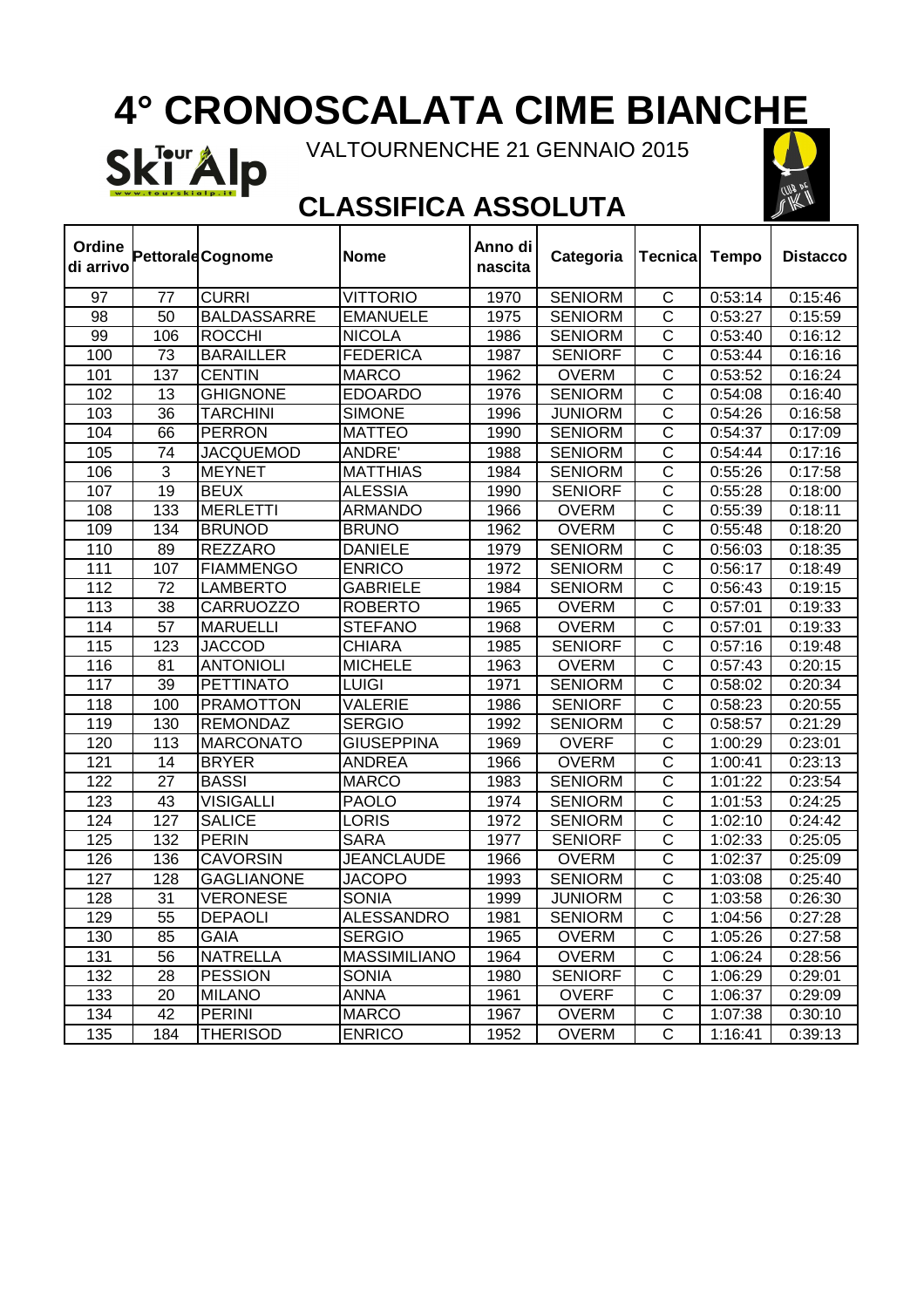# 4° CRONOSCALATA CIME BIANCHE

VALTOURNENCHE 21 GENNAIO 2015

## CLASSIFICA ASSOLUTA

| Ordine di arrivo | Pettorale | Cognome | Nome | Anno di nascita | Categoria | Tecnica | Tempo | Distacco |
|---|---|---|---|---|---|---|---|---|
| 97 | 77 | CURRI | VITTORIO | 1970 | SENIORM | C | 0:53:14 | 0:15:46 |
| 98 | 50 | BALDASSARRE | EMANUELE | 1975 | SENIORM | C | 0:53:27 | 0:15:59 |
| 99 | 106 | ROCCHI | NICOLA | 1986 | SENIORM | C | 0:53:40 | 0:16:12 |
| 100 | 73 | BARAILLER | FEDERICA | 1987 | SENIORF | C | 0:53:44 | 0:16:16 |
| 101 | 137 | CENTIN | MARCO | 1962 | OVERM | C | 0:53:52 | 0:16:24 |
| 102 | 13 | GHIGNONE | EDOARDO | 1976 | SENIORM | C | 0:54:08 | 0:16:40 |
| 103 | 36 | TARCHINI | SIMONE | 1996 | JUNIORM | C | 0:54:26 | 0:16:58 |
| 104 | 66 | PERRON | MATTEO | 1990 | SENIORM | C | 0:54:37 | 0:17:09 |
| 105 | 74 | JACQUEMOD | ANDRE' | 1988 | SENIORM | C | 0:54:44 | 0:17:16 |
| 106 | 3 | MEYNET | MATTHIAS | 1984 | SENIORM | C | 0:55:26 | 0:17:58 |
| 107 | 19 | BEUX | ALESSIA | 1990 | SENIORF | C | 0:55:28 | 0:18:00 |
| 108 | 133 | MERLETTI | ARMANDO | 1966 | OVERM | C | 0:55:39 | 0:18:11 |
| 109 | 134 | BRUNOD | BRUNO | 1962 | OVERM | C | 0:55:48 | 0:18:20 |
| 110 | 89 | REZZARO | DANIELE | 1979 | SENIORM | C | 0:56:03 | 0:18:35 |
| 111 | 107 | FIAMMENGO | ENRICO | 1972 | SENIORM | C | 0:56:17 | 0:18:49 |
| 112 | 72 | LAMBERTO | GABRIELE | 1984 | SENIORM | C | 0:56:43 | 0:19:15 |
| 113 | 38 | CARRUOZZO | ROBERTO | 1965 | OVERM | C | 0:57:01 | 0:19:33 |
| 114 | 57 | MARUELLI | STEFANO | 1968 | OVERM | C | 0:57:01 | 0:19:33 |
| 115 | 123 | JACCOD | CHIARA | 1985 | SENIORF | C | 0:57:16 | 0:19:48 |
| 116 | 81 | ANTONIOLI | MICHELE | 1963 | OVERM | C | 0:57:43 | 0:20:15 |
| 117 | 39 | PETTINATO | LUIGI | 1971 | SENIORM | C | 0:58:02 | 0:20:34 |
| 118 | 100 | PRAMOTTON | VALERIE | 1986 | SENIORF | C | 0:58:23 | 0:20:55 |
| 119 | 130 | REMONDAZ | SERGIO | 1992 | SENIORM | C | 0:58:57 | 0:21:29 |
| 120 | 113 | MARCONATO | GIUSEPPINA | 1969 | OVERF | C | 1:00:29 | 0:23:01 |
| 121 | 14 | BRYER | ANDREA | 1966 | OVERM | C | 1:00:41 | 0:23:13 |
| 122 | 27 | BASSI | MARCO | 1983 | SENIORM | C | 1:01:22 | 0:23:54 |
| 123 | 43 | VISIGALLI | PAOLO | 1974 | SENIORM | C | 1:01:53 | 0:24:25 |
| 124 | 127 | SALICE | LORIS | 1972 | SENIORM | C | 1:02:10 | 0:24:42 |
| 125 | 132 | PERIN | SARA | 1977 | SENIORF | C | 1:02:33 | 0:25:05 |
| 126 | 136 | CAVORSIN | JEANCLAUDE | 1966 | OVERM | C | 1:02:37 | 0:25:09 |
| 127 | 128 | GAGLIANONE | JACOPO | 1993 | SENIORM | C | 1:03:08 | 0:25:40 |
| 128 | 31 | VERONESE | SONIA | 1999 | JUNIORM | C | 1:03:58 | 0:26:30 |
| 129 | 55 | DEPAOLI | ALESSANDRO | 1981 | SENIORM | C | 1:04:56 | 0:27:28 |
| 130 | 85 | GAIA | SERGIO | 1965 | OVERM | C | 1:05:26 | 0:27:58 |
| 131 | 56 | NATRELLA | MASSIMILIANO | 1964 | OVERM | C | 1:06:24 | 0:28:56 |
| 132 | 28 | PESSION | SONIA | 1980 | SENIORF | C | 1:06:29 | 0:29:01 |
| 133 | 20 | MILANO | ANNA | 1961 | OVERF | C | 1:06:37 | 0:29:09 |
| 134 | 42 | PERINI | MARCO | 1967 | OVERM | C | 1:07:38 | 0:30:10 |
| 135 | 184 | THERISOD | ENRICO | 1952 | OVERM | C | 1:16:41 | 0:39:13 |